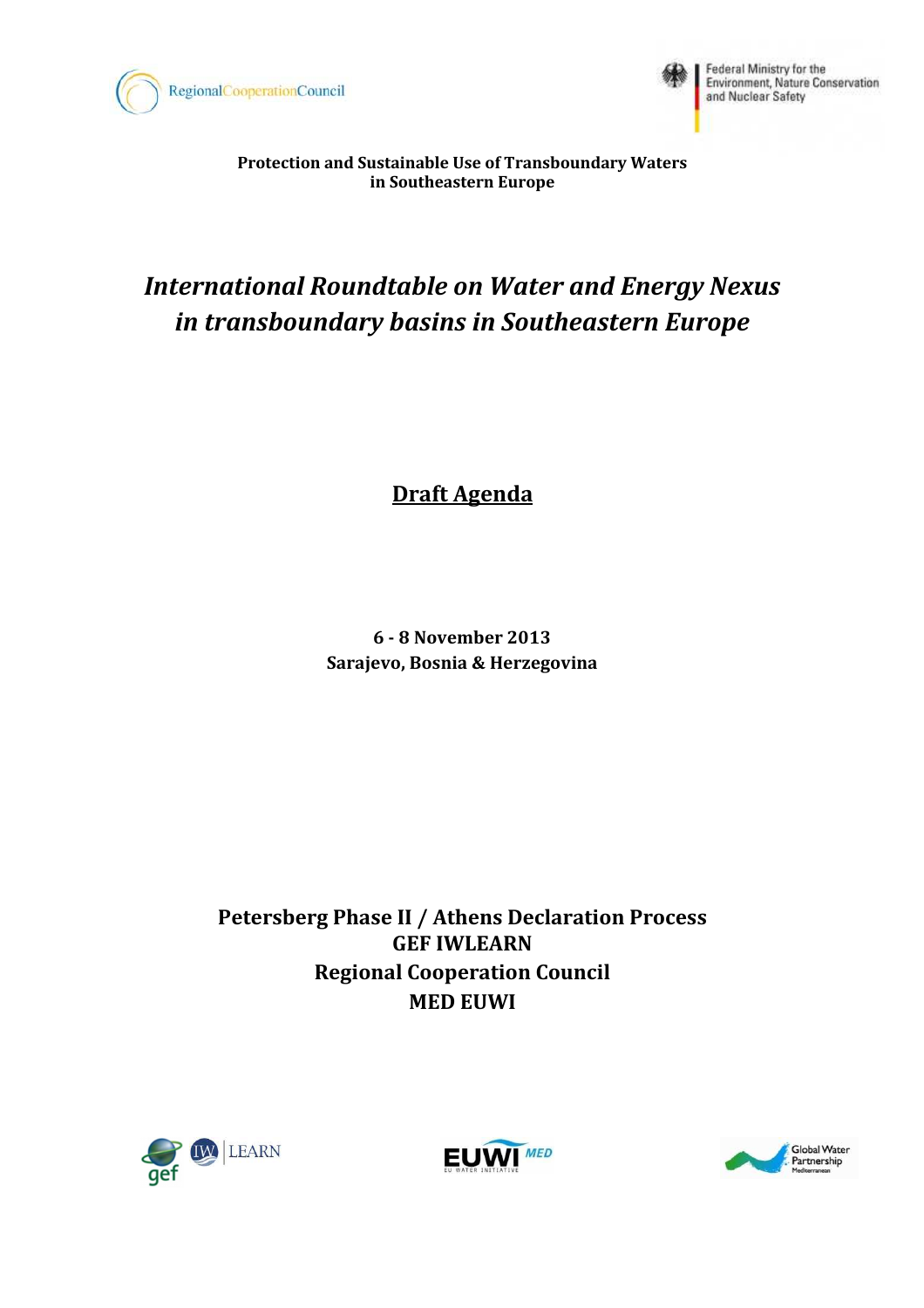**Protection and Sustainable Use of Transboundary Waters in Southeastern Europe**

# *International Roundtable on Water and Energy Nexus in transboundary basins in Southeastern Europe*

## Draft Agenda

**6 - 8 November 2013**
**Sarajevo, Bosnia & Herzegovina**

**Petersberg Phase II / Athens Declaration Process**
**GEF IWLEARN**
**Regional Cooperation Council**
**MED EUWI**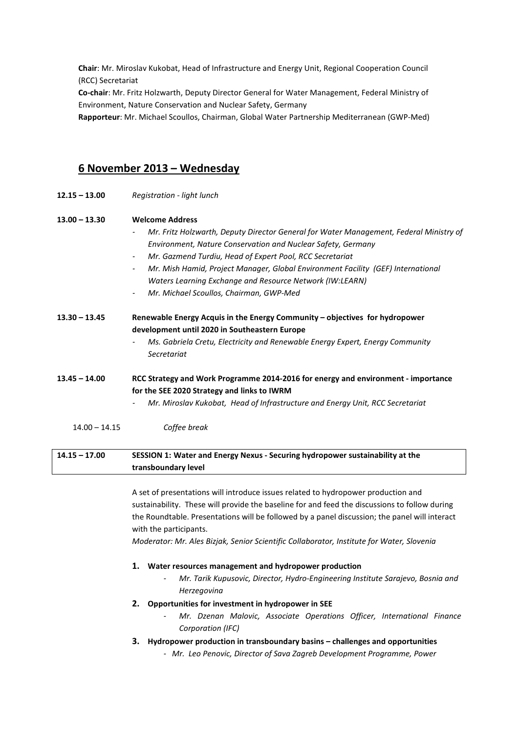**Chair**: Mr. Miroslav Kukobat, Head of Infrastructure and Energy Unit, Regional Cooperation Council (RCC) Secretariat

**Co-chair**: Mr. Fritz Holzwarth, Deputy Director General for Water Management, Federal Ministry of Environment, Nature Conservation and Nuclear Safety, Germany

**Rapporteur**: Mr. Michael Scoullos, Chairman, Global Water Partnership Mediterranean (GWP-Med)

## 6 November 2013 – Wednesday

**12.15 – 13.00** *Registration - light lunch*

**13.00 – 13.30** **Welcome Address**

- *Mr. Fritz Holzwarth, Deputy Director General for Water Management, Federal Ministry of Environment, Nature Conservation and Nuclear Safety, Germany*
- *Mr. Gazmend Turdiu, Head of Expert Pool, RCC Secretariat*
- *Mr. Mish Hamid, Project Manager, Global Environment Facility (GEF) International Waters Learning Exchange and Resource Network (IW:LEARN)*
- *Mr. Michael Scoullos, Chairman, GWP-Med*

**13.30 – 13.45** **Renewable Energy Acquis in the Energy Community – objectives for hydropower development until 2020 in Southeastern Europe**

- *Ms. Gabriela Cretu, Electricity and Renewable Energy Expert, Energy Community Secretariat*

**13.45 – 14.00** **RCC Strategy and Work Programme 2014-2016 for energy and environment - importance for the SEE 2020 Strategy and links to IWRM**

- *Mr. Miroslav Kukobat, Head of Infrastructure and Energy Unit, RCC Secretariat*

14.00 – 14.15 *Coffee break*

| 14.15 – 17.00 | SESSION 1: Water and Energy Nexus - Securing hydropower sustainability at the transboundary level |
|---|---|

A set of presentations will introduce issues related to hydropower production and sustainability. These will provide the baseline for and feed the discussions to follow during the Roundtable. Presentations will be followed by a panel discussion; the panel will interact with the participants.

*Moderator: Mr. Ales Bizjak, Senior Scientific Collaborator, Institute for Water, Slovenia*

1. **Water resources management and hydropower production**
   - *Mr. Tarik Kupusovic, Director, Hydro-Engineering Institute Sarajevo, Bosnia and Herzegovina*
2. **Opportunities for investment in hydropower in SEE**
   - *Mr. Dzenan Malovic, Associate Operations Officer, International Finance Corporation (IFC)*
3. **Hydropower production in transboundary basins – challenges and opportunities**
   - *Mr. Leo Penovic, Director of Sava Zagreb Development Programme, Power*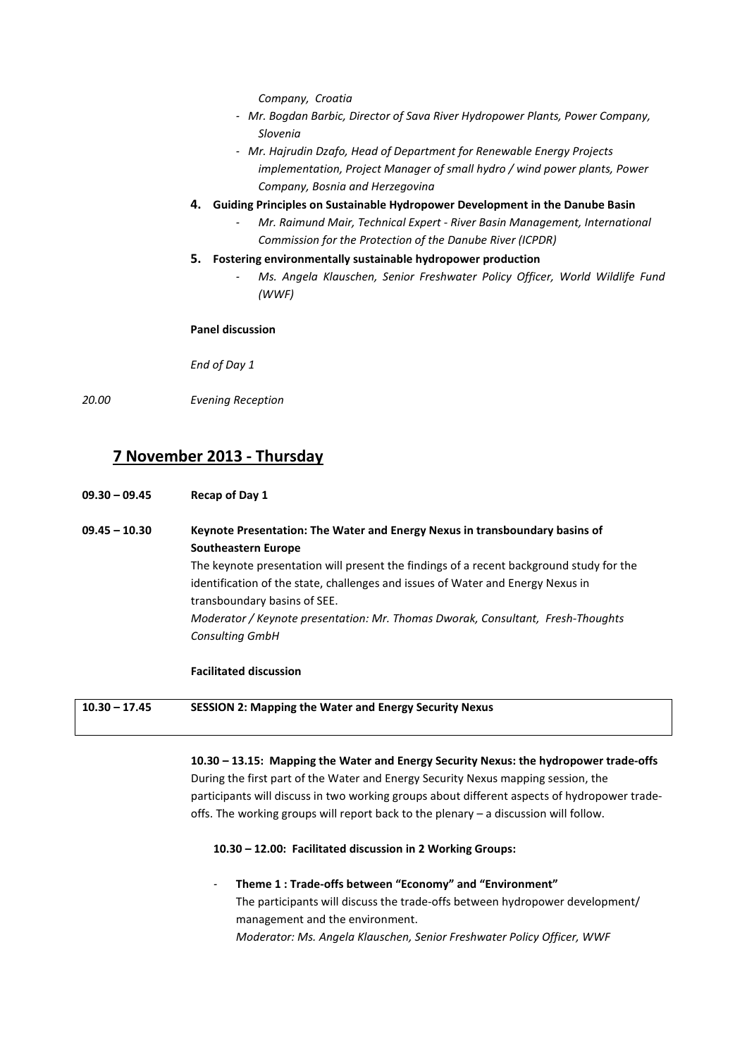*Company, Croatia*

- *Mr. Bogdan Barbic, Director of Sava River Hydropower Plants, Power Company, Slovenia*
- *Mr. Hajrudin Dzafo, Head of Department for Renewable Energy Projects implementation, Project Manager of small hydro / wind power plants, Power Company, Bosnia and Herzegovina*

4. **Guiding Principles on Sustainable Hydropower Development in the Danube Basin**
   - *Mr. Raimund Mair, Technical Expert - River Basin Management, International Commission for the Protection of the Danube River (ICPDR)*
5. **Fostering environmentally sustainable hydropower production**
   - *Ms. Angela Klauschen, Senior Freshwater Policy Officer, World Wildlife Fund (WWF)*

**Panel discussion**

*End of Day 1*

*20.00* *Evening Reception*

## 7 November 2013 - Thursday

**09.30 – 09.45** **Recap of Day 1**

**09.45 – 10.30** **Keynote Presentation: The Water and Energy Nexus in transboundary basins of Southeastern Europe**

The keynote presentation will present the findings of a recent background study for the identification of the state, challenges and issues of Water and Energy Nexus in transboundary basins of SEE.

*Moderator / Keynote presentation: Mr. Thomas Dworak, Consultant, Fresh-Thoughts Consulting GmbH*

**Facilitated discussion**

| **10.30 – 17.45** | **SESSION 2: Mapping the Water and Energy Security Nexus** |
|---|---|

**10.30 – 13.15: Mapping the Water and Energy Security Nexus: the hydropower trade-offs**

During the first part of the Water and Energy Security Nexus mapping session, the participants will discuss in two working groups about different aspects of hydropower trade-offs. The working groups will report back to the plenary – a discussion will follow.

**10.30 – 12.00: Facilitated discussion in 2 Working Groups:**

- **Theme 1 : Trade-offs between "Economy" and "Environment"**

  The participants will discuss the trade-offs between hydropower development/ management and the environment.

  *Moderator: Ms. Angela Klauschen, Senior Freshwater Policy Officer, WWF*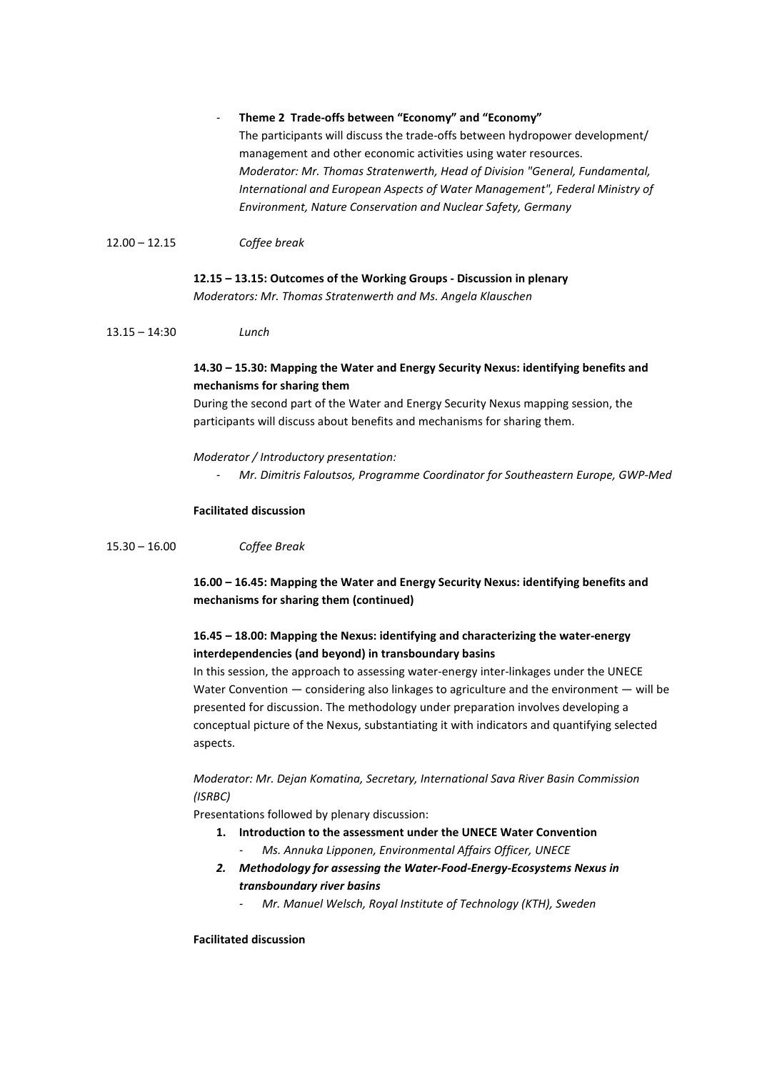- **Theme 2 Trade-offs between "Economy" and "Economy"**
  The participants will discuss the trade-offs between hydropower development/ management and other economic activities using water resources.
  *Moderator: Mr. Thomas Stratenwerth, Head of Division "General, Fundamental, International and European Aspects of Water Management", Federal Ministry of Environment, Nature Conservation and Nuclear Safety, Germany*

12.00 – 12.15 *Coffee break*

**12.15 – 13.15: Outcomes of the Working Groups - Discussion in plenary**
*Moderators: Mr. Thomas Stratenwerth and Ms. Angela Klauschen*

13.15 – 14:30 *Lunch*

**14.30 – 15.30: Mapping the Water and Energy Security Nexus: identifying benefits and mechanisms for sharing them**

During the second part of the Water and Energy Security Nexus mapping session, the participants will discuss about benefits and mechanisms for sharing them.

*Moderator / Introductory presentation:*

- *Mr. Dimitris Faloutsos, Programme Coordinator for Southeastern Europe, GWP-Med*

**Facilitated discussion**

15.30 – 16.00 *Coffee Break*

**16.00 – 16.45: Mapping the Water and Energy Security Nexus: identifying benefits and mechanisms for sharing them (continued)**

**16.45 – 18.00: Mapping the Nexus: identifying and characterizing the water-energy interdependencies (and beyond) in transboundary basins**

In this session, the approach to assessing water-energy inter-linkages under the UNECE Water Convention — considering also linkages to agriculture and the environment — will be presented for discussion. The methodology under preparation involves developing a conceptual picture of the Nexus, substantiating it with indicators and quantifying selected aspects.

*Moderator: Mr. Dejan Komatina, Secretary, International Sava River Basin Commission (ISRBC)*

Presentations followed by plenary discussion:

1. **Introduction to the assessment under the UNECE Water Convention**
   - *Ms. Annuka Lipponen, Environmental Affairs Officer, UNECE*
2. ***Methodology for assessing the Water-Food-Energy-Ecosystems Nexus in transboundary river basins***
   - *Mr. Manuel Welsch, Royal Institute of Technology (KTH), Sweden*

**Facilitated discussion**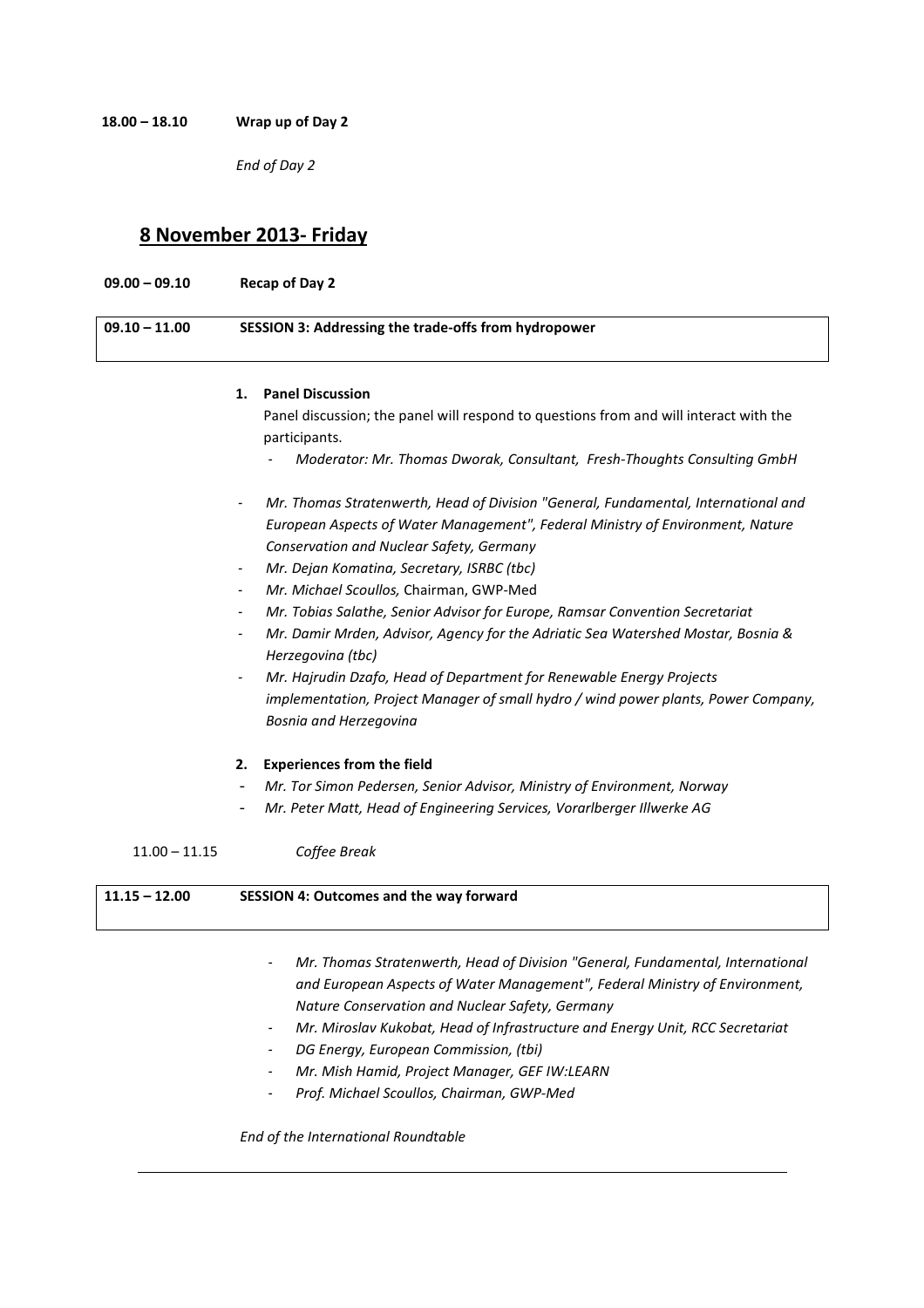**18.00 – 18.10 Wrap up of Day 2**

*End of Day 2*

## 8 November 2013- Friday

**09.00 – 09.10 Recap of Day 2**

**09.10 – 11.00 SESSION 3: Addressing the trade-offs from hydropower**

1. **Panel Discussion**

   Panel discussion; the panel will respond to questions from and will interact with the participants.

   - *Moderator: Mr. Thomas Dworak, Consultant, Fresh-Thoughts Consulting GmbH*

- *Mr. Thomas Stratenwerth, Head of Division "General, Fundamental, International and European Aspects of Water Management", Federal Ministry of Environment, Nature Conservation and Nuclear Safety, Germany*
- *Mr. Dejan Komatina, Secretary, ISRBC (tbc)*
- *Mr. Michael Scoullos,* Chairman, GWP-Med
- *Mr. Tobias Salathe, Senior Advisor for Europe, Ramsar Convention Secretariat*
- *Mr. Damir Mrden, Advisor, Agency for the Adriatic Sea Watershed Mostar, Bosnia & Herzegovina (tbc)*
- *Mr. Hajrudin Dzafo, Head of Department for Renewable Energy Projects implementation, Project Manager of small hydro / wind power plants, Power Company, Bosnia and Herzegovina*

2. **Experiences from the field**

- *Mr. Tor Simon Pedersen, Senior Advisor, Ministry of Environment, Norway*
- *Mr. Peter Matt, Head of Engineering Services, Vorarlberger Illwerke AG*

11.00 – 11.15 *Coffee Break*

**11.15 – 12.00 SESSION 4: Outcomes and the way forward**

- *Mr. Thomas Stratenwerth, Head of Division "General, Fundamental, International and European Aspects of Water Management", Federal Ministry of Environment, Nature Conservation and Nuclear Safety, Germany*
- *Mr. Miroslav Kukobat, Head of Infrastructure and Energy Unit, RCC Secretariat*
- *DG Energy, European Commission, (tbi)*
- *Mr. Mish Hamid, Project Manager, GEF IW:LEARN*
- *Prof. Michael Scoullos, Chairman, GWP-Med*

*End of the International Roundtable*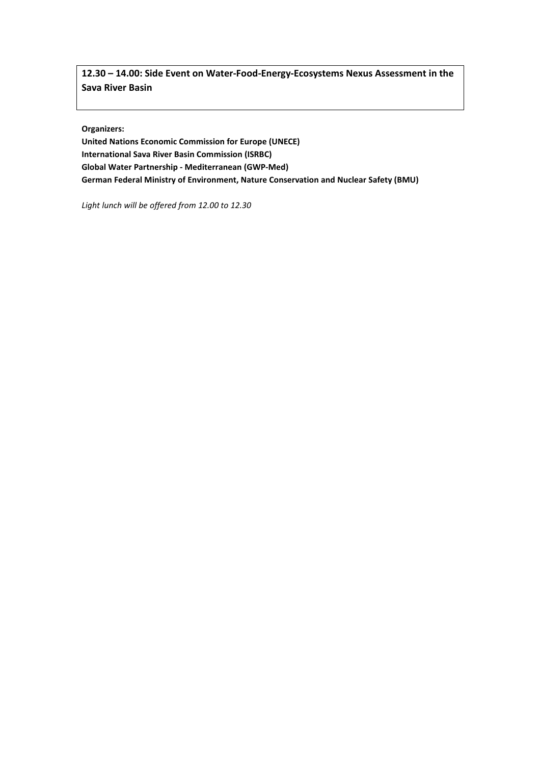## 12.30 – 14.00: Side Event on Water-Food-Energy-Ecosystems Nexus Assessment in the Sava River Basin

**Organizers:**
**United Nations Economic Commission for Europe (UNECE)**
**International Sava River Basin Commission (ISRBC)**
**Global Water Partnership - Mediterranean (GWP-Med)**
**German Federal Ministry of Environment, Nature Conservation and Nuclear Safety (BMU)**

*Light lunch will be offered from 12.00 to 12.30*